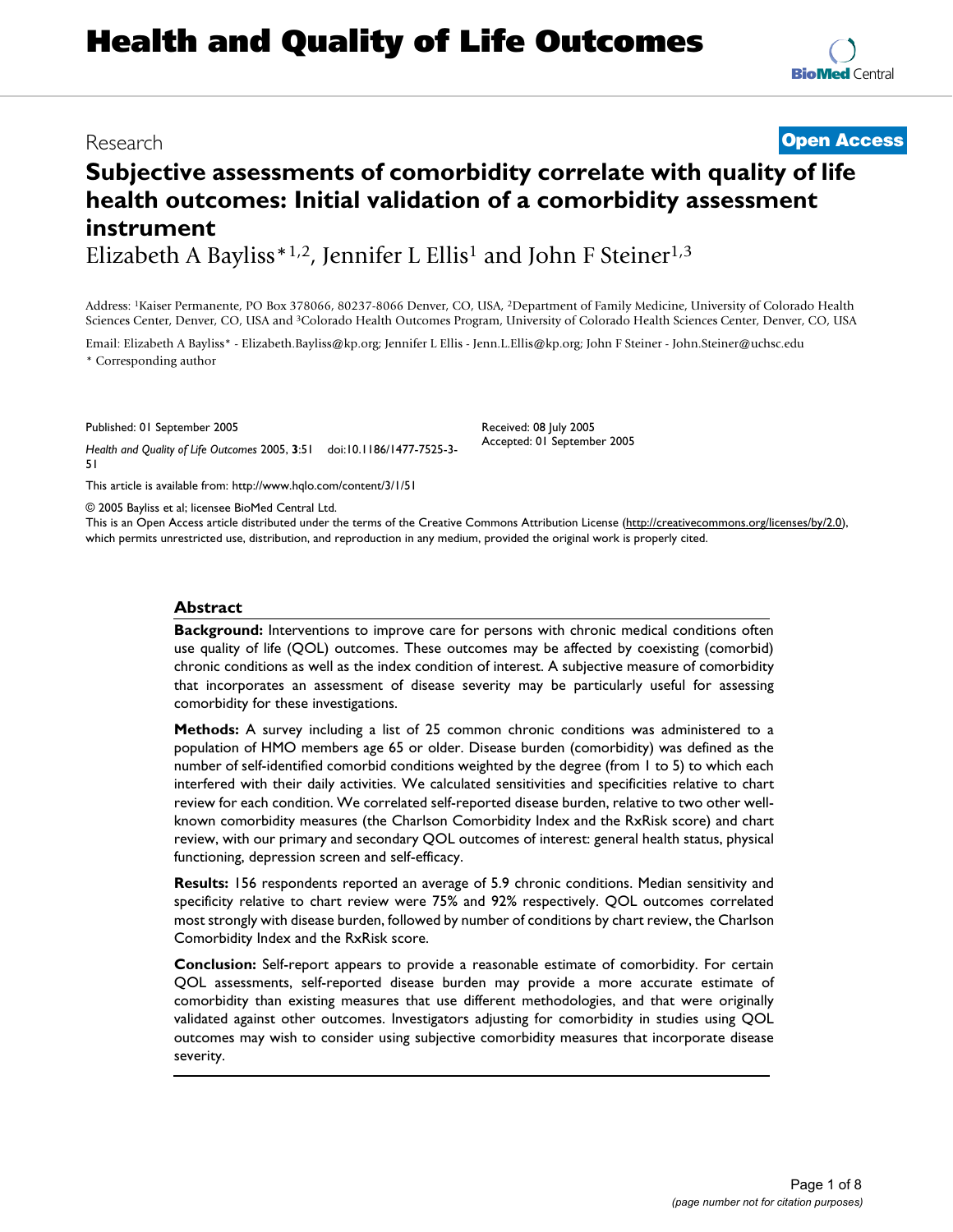# Health and Quality of Life Outcomes

Research **Open Access**

## Subjective assessments of comorbidity correlate with quality of life health outcomes: Initial validation of a comorbidity assessment instrument

Elizabeth A Bayliss*[1,2], Jennifer L Ellis[1] and John F Steiner[1,3]

Address: [1]Kaiser Permanente, PO Box 378066, 80237-8066 Denver, CO, USA, [2]Department of Family Medicine, University of Colorado Health Sciences Center, Denver, CO, USA and [3]Colorado Health Outcomes Program, University of Colorado Health Sciences Center, Denver, CO, USA

Email: Elizabeth A Bayliss* - Elizabeth.Bayliss@kp.org; Jennifer L Ellis - Jenn.L.Ellis@kp.org; John F Steiner - John.Steiner@uchsc.edu

\* Corresponding author

Published: 01 September 2005

*Health and Quality of Life Outcomes* 2005, **3**:51 doi:10.1186/1477-7525-3-51

Received: 08 July 2005
Accepted: 01 September 2005

This article is available from: http://www.hqlo.com/content/3/1/51

© 2005 Bayliss et al; licensee BioMed Central Ltd.

This is an Open Access article distributed under the terms of the Creative Commons Attribution License (http://creativecommons.org/licenses/by/2.0), which permits unrestricted use, distribution, and reproduction in any medium, provided the original work is properly cited.

### Abstract

**Background:** Interventions to improve care for persons with chronic medical conditions often use quality of life (QOL) outcomes. These outcomes may be affected by coexisting (comorbid) chronic conditions as well as the index condition of interest. A subjective measure of comorbidity that incorporates an assessment of disease severity may be particularly useful for assessing comorbidity for these investigations.

**Methods:** A survey including a list of 25 common chronic conditions was administered to a population of HMO members age 65 or older. Disease burden (comorbidity) was defined as the number of self-identified comorbid conditions weighted by the degree (from 1 to 5) to which each interfered with their daily activities. We calculated sensitivities and specificities relative to chart review for each condition. We correlated self-reported disease burden, relative to two other well-known comorbidity measures (the Charlson Comorbidity Index and the RxRisk score) and chart review, with our primary and secondary QOL outcomes of interest: general health status, physical functioning, depression screen and self-efficacy.

**Results:** 156 respondents reported an average of 5.9 chronic conditions. Median sensitivity and specificity relative to chart review were 75% and 92% respectively. QOL outcomes correlated most strongly with disease burden, followed by number of conditions by chart review, the Charlson Comorbidity Index and the RxRisk score.

**Conclusion:** Self-report appears to provide a reasonable estimate of comorbidity. For certain QOL assessments, self-reported disease burden may provide a more accurate estimate of comorbidity than existing measures that use different methodologies, and that were originally validated against other outcomes. Investigators adjusting for comorbidity in studies using QOL outcomes may wish to consider using subjective comorbidity measures that incorporate disease severity.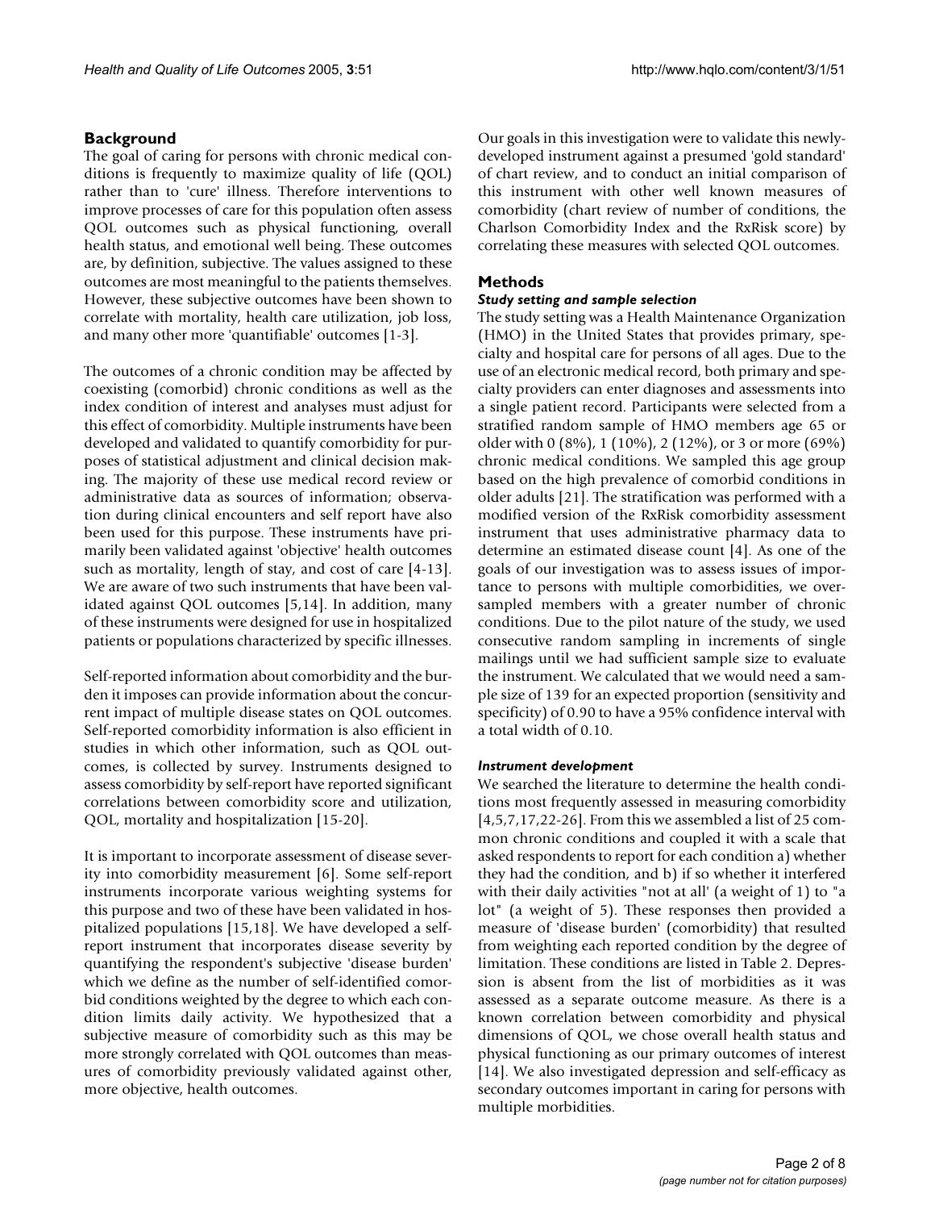## Background

The goal of caring for persons with chronic medical conditions is frequently to maximize quality of life (QOL) rather than to 'cure' illness. Therefore interventions to improve processes of care for this population often assess QOL outcomes such as physical functioning, overall health status, and emotional well being. These outcomes are, by definition, subjective. The values assigned to these outcomes are most meaningful to the patients themselves. However, these subjective outcomes have been shown to correlate with mortality, health care utilization, job loss, and many other more 'quantifiable' outcomes [1-3].

The outcomes of a chronic condition may be affected by coexisting (comorbid) chronic conditions as well as the index condition of interest and analyses must adjust for this effect of comorbidity. Multiple instruments have been developed and validated to quantify comorbidity for purposes of statistical adjustment and clinical decision making. The majority of these use medical record review or administrative data as sources of information; observation during clinical encounters and self report have also been used for this purpose. These instruments have primarily been validated against 'objective' health outcomes such as mortality, length of stay, and cost of care [4-13]. We are aware of two such instruments that have been validated against QOL outcomes [5,14]. In addition, many of these instruments were designed for use in hospitalized patients or populations characterized by specific illnesses.

Self-reported information about comorbidity and the burden it imposes can provide information about the concurrent impact of multiple disease states on QOL outcomes. Self-reported comorbidity information is also efficient in studies in which other information, such as QOL outcomes, is collected by survey. Instruments designed to assess comorbidity by self-report have reported significant correlations between comorbidity score and utilization, QOL, mortality and hospitalization [15-20].

It is important to incorporate assessment of disease severity into comorbidity measurement [6]. Some self-report instruments incorporate various weighting systems for this purpose and two of these have been validated in hospitalized populations [15,18]. We have developed a self-report instrument that incorporates disease severity by quantifying the respondent's subjective 'disease burden' which we define as the number of self-identified comorbid conditions weighted by the degree to which each condition limits daily activity. We hypothesized that a subjective measure of comorbidity such as this may be more strongly correlated with QOL outcomes than measures of comorbidity previously validated against other, more objective, health outcomes.

Our goals in this investigation were to validate this newly-developed instrument against a presumed 'gold standard' of chart review, and to conduct an initial comparison of this instrument with other well known measures of comorbidity (chart review of number of conditions, the Charlson Comorbidity Index and the RxRisk score) by correlating these measures with selected QOL outcomes.

## Methods

### *Study setting and sample selection*

The study setting was a Health Maintenance Organization (HMO) in the United States that provides primary, specialty and hospital care for persons of all ages. Due to the use of an electronic medical record, both primary and specialty providers can enter diagnoses and assessments into a single patient record. Participants were selected from a stratified random sample of HMO members age 65 or older with 0 (8%), 1 (10%), 2 (12%), or 3 or more (69%) chronic medical conditions. We sampled this age group based on the high prevalence of comorbid conditions in older adults [21]. The stratification was performed with a modified version of the RxRisk comorbidity assessment instrument that uses administrative pharmacy data to determine an estimated disease count [4]. As one of the goals of our investigation was to assess issues of importance to persons with multiple comorbidities, we oversampled members with a greater number of chronic conditions. Due to the pilot nature of the study, we used consecutive random sampling in increments of single mailings until we had sufficient sample size to evaluate the instrument. We calculated that we would need a sample size of 139 for an expected proportion (sensitivity and specificity) of 0.90 to have a 95% confidence interval with a total width of 0.10.

### *Instrument development*

We searched the literature to determine the health conditions most frequently assessed in measuring comorbidity [4,5,7,17,22-26]. From this we assembled a list of 25 common chronic conditions and coupled it with a scale that asked respondents to report for each condition a) whether they had the condition, and b) if so whether it interfered with their daily activities "not at all' (a weight of 1) to "a lot" (a weight of 5). These responses then provided a measure of 'disease burden' (comorbidity) that resulted from weighting each reported condition by the degree of limitation. These conditions are listed in Table 2. Depression is absent from the list of morbidities as it was assessed as a separate outcome measure. As there is a known correlation between comorbidity and physical dimensions of QOL, we chose overall health status and physical functioning as our primary outcomes of interest [14]. We also investigated depression and self-efficacy as secondary outcomes important in caring for persons with multiple morbidities.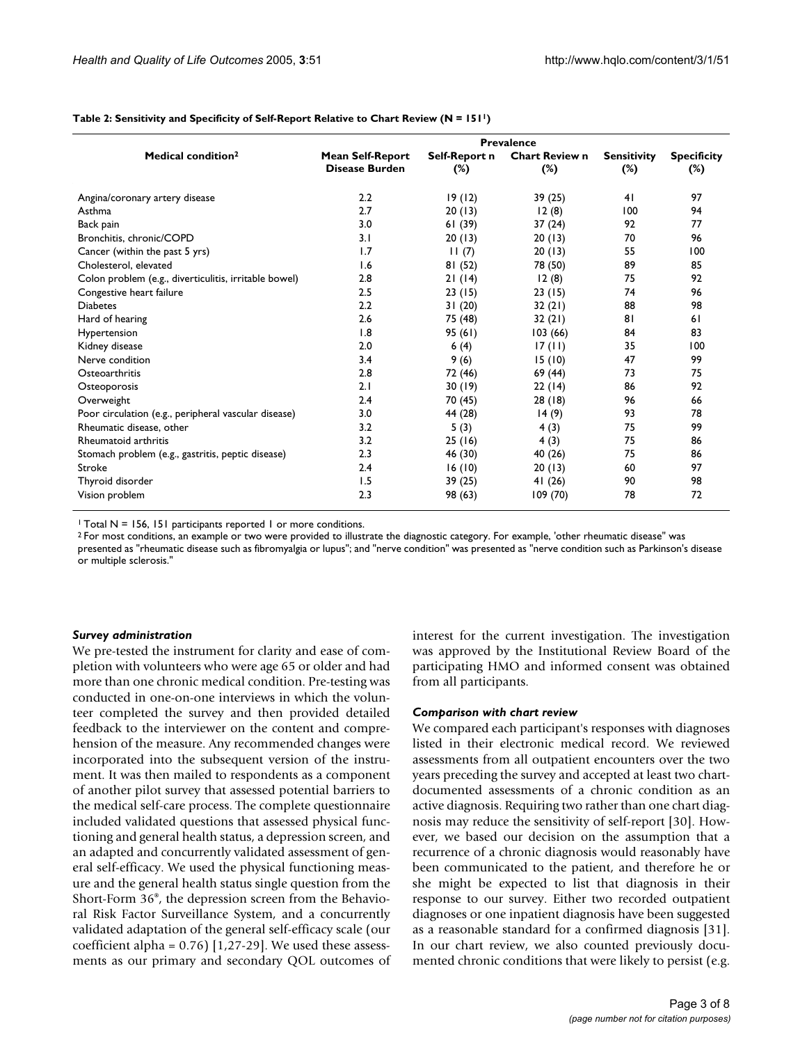**Table 2: Sensitivity and Specificity of Self-Report Relative to Chart Review (N = 151[1])**

| Medical condition[2] | Mean Self-Report Disease Burden | Prevalence | | | |
|---|---|---|---|---|---|
| | | Self-Report n (%) | Chart Review n (%) | Sensitivity (%) | Specificity (%) |
| Angina/coronary artery disease | 2.2 | 19 (12) | 39 (25) | 41 | 97 |
| Asthma | 2.7 | 20 (13) | 12 (8) | 100 | 94 |
| Back pain | 3.0 | 61 (39) | 37 (24) | 92 | 77 |
| Bronchitis, chronic/COPD | 3.1 | 20 (13) | 20 (13) | 70 | 96 |
| Cancer (within the past 5 yrs) | 1.7 | 11 (7) | 20 (13) | 55 | 100 |
| Cholesterol, elevated | 1.6 | 81 (52) | 78 (50) | 89 | 85 |
| Colon problem (e.g., diverticulitis, irritable bowel) | 2.8 | 21 (14) | 12 (8) | 75 | 92 |
| Congestive heart failure | 2.5 | 23 (15) | 23 (15) | 74 | 96 |
| Diabetes | 2.2 | 31 (20) | 32 (21) | 88 | 98 |
| Hard of hearing | 2.6 | 75 (48) | 32 (21) | 81 | 61 |
| Hypertension | 1.8 | 95 (61) | 103 (66) | 84 | 83 |
| Kidney disease | 2.0 | 6 (4) | 17 (11) | 35 | 100 |
| Nerve condition | 3.4 | 9 (6) | 15 (10) | 47 | 99 |
| Osteoarthritis | 2.8 | 72 (46) | 69 (44) | 73 | 75 |
| Osteoporosis | 2.1 | 30 (19) | 22 (14) | 86 | 92 |
| Overweight | 2.4 | 70 (45) | 28 (18) | 96 | 66 |
| Poor circulation (e.g., peripheral vascular disease) | 3.0 | 44 (28) | 14 (9) | 93 | 78 |
| Rheumatic disease, other | 3.2 | 5 (3) | 4 (3) | 75 | 99 |
| Rheumatoid arthritis | 3.2 | 25 (16) | 4 (3) | 75 | 86 |
| Stomach problem (e.g., gastritis, peptic disease) | 2.3 | 46 (30) | 40 (26) | 75 | 86 |
| Stroke | 2.4 | 16 (10) | 20 (13) | 60 | 97 |
| Thyroid disorder | 1.5 | 39 (25) | 41 (26) | 90 | 98 |
| Vision problem | 2.3 | 98 (63) | 109 (70) | 78 | 72 |

[1] Total N = 156, 151 participants reported 1 or more conditions.
[2] For most conditions, an example or two were provided to illustrate the diagnostic category. For example, 'other rheumatic disease" was presented as "rheumatic disease such as fibromyalgia or lupus"; and "nerve condition" was presented as "nerve condition such as Parkinson's disease or multiple sclerosis."

### *Survey administration*

We pre-tested the instrument for clarity and ease of completion with volunteers who were age 65 or older and had more than one chronic medical condition. Pre-testing was conducted in one-on-one interviews in which the volunteer completed the survey and then provided detailed feedback to the interviewer on the content and comprehension of the measure. Any recommended changes were incorporated into the subsequent version of the instrument. It was then mailed to respondents as a component of another pilot survey that assessed potential barriers to the medical self-care process. The complete questionnaire included validated questions that assessed physical functioning and general health status, a depression screen, and an adapted and concurrently validated assessment of general self-efficacy. We used the physical functioning measure and the general health status single question from the Short-Form 36®, the depression screen from the Behavioral Risk Factor Surveillance System, and a concurrently validated adaptation of the general self-efficacy scale (our coefficient alpha = 0.76) [1,27-29]. We used these assessments as our primary and secondary QOL outcomes of interest for the current investigation. The investigation was approved by the Institutional Review Board of the participating HMO and informed consent was obtained from all participants.

### *Comparison with chart review*

We compared each participant's responses with diagnoses listed in their electronic medical record. We reviewed assessments from all outpatient encounters over the two years preceding the survey and accepted at least two chart-documented assessments of a chronic condition as an active diagnosis. Requiring two rather than one chart diagnosis may reduce the sensitivity of self-report [30]. However, we based our decision on the assumption that a recurrence of a chronic diagnosis would reasonably have been communicated to the patient, and therefore he or she might be expected to list that diagnosis in their response to our survey. Either two recorded outpatient diagnoses or one inpatient diagnosis have been suggested as a reasonable standard for a confirmed diagnosis [31]. In our chart review, we also counted previously documented chronic conditions that were likely to persist (e.g.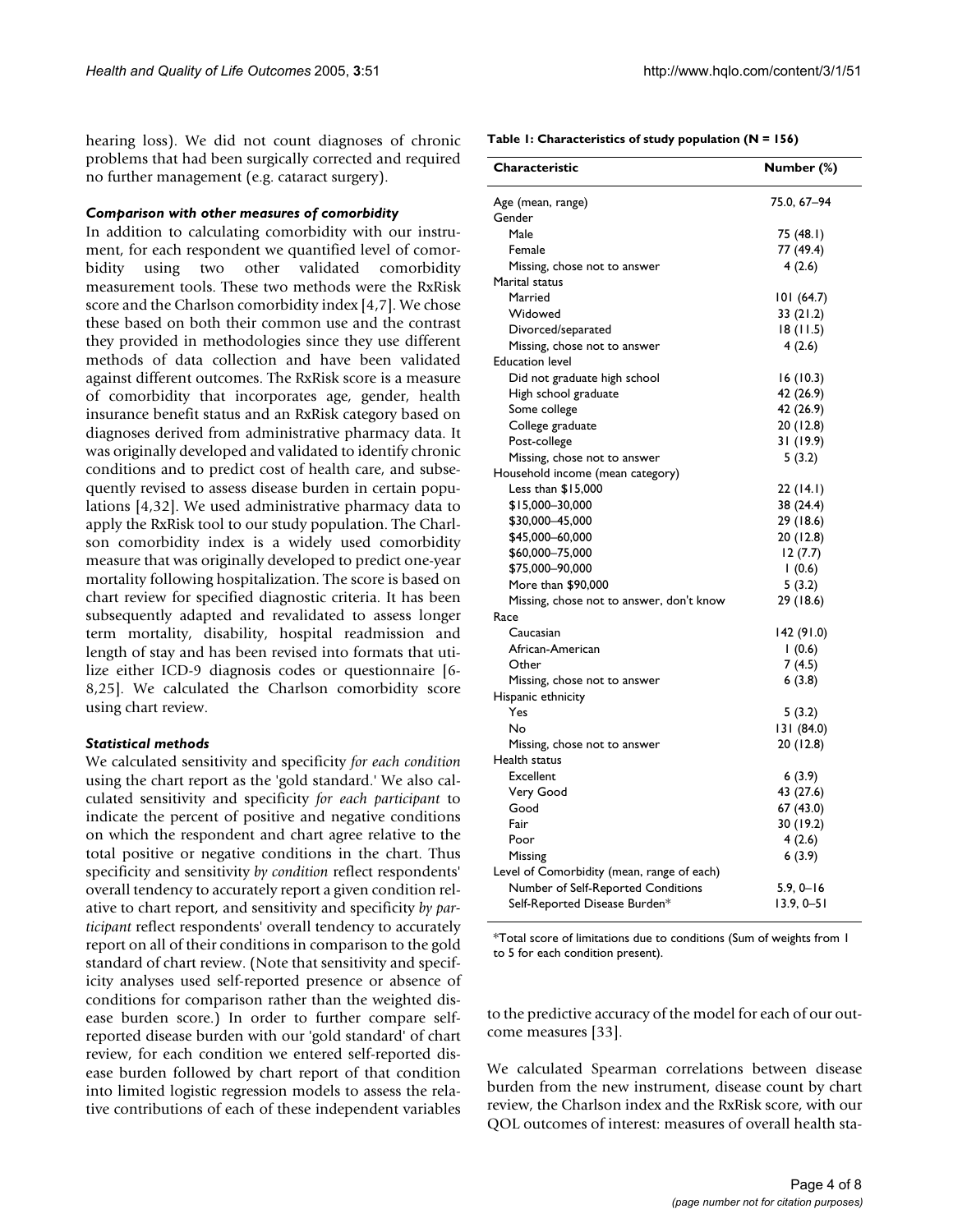hearing loss). We did not count diagnoses of chronic problems that had been surgically corrected and required no further management (e.g. cataract surgery).

### *Comparison with other measures of comorbidity*

In addition to calculating comorbidity with our instrument, for each respondent we quantified level of comorbidity using two other validated comorbidity measurement tools. These two methods were the RxRisk score and the Charlson comorbidity index [4,7]. We chose these based on both their common use and the contrast they provided in methodologies since they use different methods of data collection and have been validated against different outcomes. The RxRisk score is a measure of comorbidity that incorporates age, gender, health insurance benefit status and an RxRisk category based on diagnoses derived from administrative pharmacy data. It was originally developed and validated to identify chronic conditions and to predict cost of health care, and subsequently revised to assess disease burden in certain populations [4,32]. We used administrative pharmacy data to apply the RxRisk tool to our study population. The Charlson comorbidity index is a widely used comorbidity measure that was originally developed to predict one-year mortality following hospitalization. The score is based on chart review for specified diagnostic criteria. It has been subsequently adapted and revalidated to assess longer term mortality, disability, hospital readmission and length of stay and has been revised into formats that utilize either ICD-9 diagnosis codes or questionnaire [6-8,25]. We calculated the Charlson comorbidity score using chart review.

### *Statistical methods*

We calculated sensitivity and specificity *for each condition* using the chart report as the 'gold standard.' We also calculated sensitivity and specificity *for each participant* to indicate the percent of positive and negative conditions on which the respondent and chart agree relative to the total positive or negative conditions in the chart. Thus specificity and sensitivity *by condition* reflect respondents' overall tendency to accurately report a given condition relative to chart report, and sensitivity and specificity *by participant* reflect respondents' overall tendency to accurately report on all of their conditions in comparison to the gold standard of chart review. (Note that sensitivity and specificity analyses used self-reported presence or absence of conditions for comparison rather than the weighted disease burden score.) In order to further compare self-reported disease burden with our 'gold standard' of chart review, for each condition we entered self-reported disease burden followed by chart report of that condition into limited logistic regression models to assess the relative contributions of each of these independent variables to the predictive accuracy of the model for each of our outcome measures [33].

We calculated Spearman correlations between disease burden from the new instrument, disease count by chart review, the Charlson index and the RxRisk score, with our QOL outcomes of interest: measures of overall health sta-

**Table 1: Characteristics of study population (N = 156)**

| Characteristic | Number (%) |
|---|---|
| Age (mean, range) | 75.0, 67–94 |
| Gender | |
| Male | 75 (48.1) |
| Female | 77 (49.4) |
| Missing, chose not to answer | 4 (2.6) |
| Marital status | |
| Married | 101 (64.7) |
| Widowed | 33 (21.2) |
| Divorced/separated | 18 (11.5) |
| Missing, chose not to answer | 4 (2.6) |
| Education level | |
| Did not graduate high school | 16 (10.3) |
| High school graduate | 42 (26.9) |
| Some college | 42 (26.9) |
| College graduate | 20 (12.8) |
| Post-college | 31 (19.9) |
| Missing, chose not to answer | 5 (3.2) |
| Household income (mean category) | |
| Less than $15,000 | 22 (14.1) |
| $15,000–30,000 | 38 (24.4) |
| $30,000–45,000 | 29 (18.6) |
| $45,000–60,000 | 20 (12.8) |
| $60,000–75,000 | 12 (7.7) |
| $75,000–90,000 | 1 (0.6) |
| More than $90,000 | 5 (3.2) |
| Missing, chose not to answer, don't know | 29 (18.6) |
| Race | |
| Caucasian | 142 (91.0) |
| African-American | 1 (0.6) |
| Other | 7 (4.5) |
| Missing, chose not to answer | 6 (3.8) |
| Hispanic ethnicity | |
| Yes | 5 (3.2) |
| No | 131 (84.0) |
| Missing, chose not to answer | 20 (12.8) |
| Health status | |
| Excellent | 6 (3.9) |
| Very Good | 43 (27.6) |
| Good | 67 (43.0) |
| Fair | 30 (19.2) |
| Poor | 4 (2.6) |
| Missing | 6 (3.9) |
| Level of Comorbidity (mean, range of each) | |
| Number of Self-Reported Conditions | 5.9, 0–16 |
| Self-Reported Disease Burden* | 13.9, 0–51 |

*Total score of limitations due to conditions (Sum of weights from 1 to 5 for each condition present).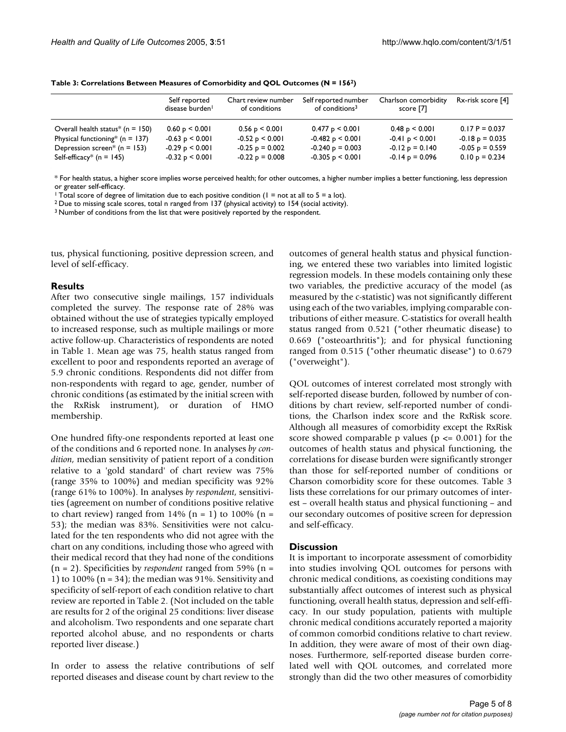**Table 3: Correlations Between Measures of Comorbidity and QOL Outcomes (N = 156[2])**

| | Self reported disease burden[1] | Chart review number of conditions | Self reported number of conditions[3] | Charlson comorbidity score [7] | Rx-risk score [4] |
|---|---|---|---|---|---|
| Overall health status* (n = 150) | 0.60 $p < 0.001$ | 0.56 $p < 0.001$ | 0.477 $p < 0.001$ | 0.48 $p < 0.001$ | 0.17 $P = 0.037$ |
| Physical functioning* (n = 137) | -0.63 $p < 0.001$ | -0.52 $p < 0.001$ | -0.482 $p < 0.001$ | -0.41 $p < 0.001$ | -0.18 $p = 0.035$ |
| Depression screen* (n = 153) | -0.29 $p < 0.001$ | -0.25 $p = 0.002$ | -0.240 $p = 0.003$ | -0.12 $p = 0.140$ | -0.05 $p = 0.559$ |
| Self-efficacy* (n = 145) | -0.32 $p < 0.001$ | -0.22 $p = 0.008$ | -0.305 $p < 0.001$ | -0.14 $p = 0.096$ | 0.10 $p = 0.234$ |

* For health status, a higher score implies worse perceived health; for other outcomes, a higher number implies a better functioning, less depression or greater self-efficacy.

[1] Total score of degree of limitation due to each positive condition (1 = not at all to 5 = a lot).

[2] Due to missing scale scores, total n ranged from 137 (physical activity) to 154 (social activity).

[3] Number of conditions from the list that were positively reported by the respondent.

tus, physical functioning, positive depression screen, and level of self-efficacy.

## Results

After two consecutive single mailings, 157 individuals completed the survey. The response rate of 28% was obtained without the use of strategies typically employed to increased response, such as multiple mailings or more active follow-up. Characteristics of respondents are noted in Table 1. Mean age was 75, health status ranged from excellent to poor and respondents reported an average of 5.9 chronic conditions. Respondents did not differ from non-respondents with regard to age, gender, number of chronic conditions (as estimated by the initial screen with the RxRisk instrument), or duration of HMO membership.

One hundred fifty-one respondents reported at least one of the conditions and 6 reported none. In analyses *by condition*, median sensitivity of patient report of a condition relative to a 'gold standard' of chart review was 75% (range 35% to 100%) and median specificity was 92% (range 61% to 100%). In analyses *by respondent*, sensitivities (agreement on number of conditions positive relative to chart review) ranged from 14% (n = 1) to 100% (n = 53); the median was 83%. Sensitivities were not calculated for the ten respondents who did not agree with the chart on any conditions, including those who agreed with their medical record that they had none of the conditions (n = 2). Specificities by *respondent* ranged from 59% (n = 1) to 100% (n = 34); the median was 91%. Sensitivity and specificity of self-report of each condition relative to chart review are reported in Table 2. (Not included on the table are results for 2 of the original 25 conditions: liver disease and alcoholism. Two respondents and one separate chart reported alcohol abuse, and no respondents or charts reported liver disease.)

In order to assess the relative contributions of self reported diseases and disease count by chart review to the outcomes of general health status and physical functioning, we entered these two variables into limited logistic regression models. In these models containing only these two variables, the predictive accuracy of the model (as measured by the c-statistic) was not significantly different using each of the two variables, implying comparable contributions of either measure. C-statistics for overall health status ranged from 0.521 ("other rheumatic disease) to 0.669 ("osteoarthritis"); and for physical functioning ranged from 0.515 ("other rheumatic disease") to 0.679 ("overweight").

QOL outcomes of interest correlated most strongly with self-reported disease burden, followed by number of conditions by chart review, self-reported number of conditions, the Charlson index score and the RxRisk score. Although all measures of comorbidity except the RxRisk score showed comparable p values ($p <= 0.001$) for the outcomes of health status and physical functioning, the correlations for disease burden were significantly stronger than those for self-reported number of conditions or Charson comorbidity score for these outcomes. Table 3 lists these correlations for our primary outcomes of interest – overall health status and physical functioning – and our secondary outcomes of positive screen for depression and self-efficacy.

## Discussion

It is important to incorporate assessment of comorbidity into studies involving QOL outcomes for persons with chronic medical conditions, as coexisting conditions may substantially affect outcomes of interest such as physical functioning, overall health status, depression and self-efficacy. In our study population, patients with multiple chronic medical conditions accurately reported a majority of common comorbid conditions relative to chart review. In addition, they were aware of most of their own diagnoses. Furthermore, self-reported disease burden correlated well with QOL outcomes, and correlated more strongly than did the two other measures of comorbidity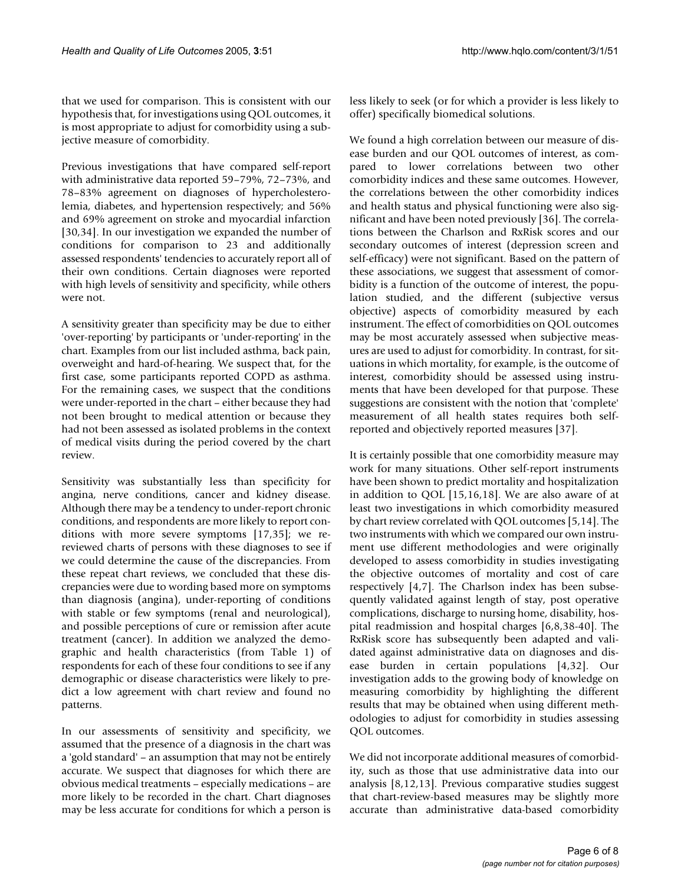that we used for comparison. This is consistent with our hypothesis that, for investigations using QOL outcomes, it is most appropriate to adjust for comorbidity using a subjective measure of comorbidity.

Previous investigations that have compared self-report with administrative data reported 59–79%, 72–73%, and 78–83% agreement on diagnoses of hypercholesterolemia, diabetes, and hypertension respectively; and 56% and 69% agreement on stroke and myocardial infarction [30,34]. In our investigation we expanded the number of conditions for comparison to 23 and additionally assessed respondents' tendencies to accurately report all of their own conditions. Certain diagnoses were reported with high levels of sensitivity and specificity, while others were not.

A sensitivity greater than specificity may be due to either 'over-reporting' by participants or 'under-reporting' in the chart. Examples from our list included asthma, back pain, overweight and hard-of-hearing. We suspect that, for the first case, some participants reported COPD as asthma. For the remaining cases, we suspect that the conditions were under-reported in the chart – either because they had not been brought to medical attention or because they had not been assessed as isolated problems in the context of medical visits during the period covered by the chart review.

Sensitivity was substantially less than specificity for angina, nerve conditions, cancer and kidney disease. Although there may be a tendency to under-report chronic conditions, and respondents are more likely to report conditions with more severe symptoms [17,35]; we re-reviewed charts of persons with these diagnoses to see if we could determine the cause of the discrepancies. From these repeat chart reviews, we concluded that these discrepancies were due to wording based more on symptoms than diagnosis (angina), under-reporting of conditions with stable or few symptoms (renal and neurological), and possible perceptions of cure or remission after acute treatment (cancer). In addition we analyzed the demographic and health characteristics (from Table 1) of respondents for each of these four conditions to see if any demographic or disease characteristics were likely to predict a low agreement with chart review and found no patterns.

In our assessments of sensitivity and specificity, we assumed that the presence of a diagnosis in the chart was a 'gold standard' – an assumption that may not be entirely accurate. We suspect that diagnoses for which there are obvious medical treatments – especially medications – are more likely to be recorded in the chart. Chart diagnoses may be less accurate for conditions for which a person is less likely to seek (or for which a provider is less likely to offer) specifically biomedical solutions.

We found a high correlation between our measure of disease burden and our QOL outcomes of interest, as compared to lower correlations between two other comorbidity indices and these same outcomes. However, the correlations between the other comorbidity indices and health status and physical functioning were also significant and have been noted previously [36]. The correlations between the Charlson and RxRisk scores and our secondary outcomes of interest (depression screen and self-efficacy) were not significant. Based on the pattern of these associations, we suggest that assessment of comorbidity is a function of the outcome of interest, the population studied, and the different (subjective versus objective) aspects of comorbidity measured by each instrument. The effect of comorbidities on QOL outcomes may be most accurately assessed when subjective measures are used to adjust for comorbidity. In contrast, for situations in which mortality, for example, is the outcome of interest, comorbidity should be assessed using instruments that have been developed for that purpose. These suggestions are consistent with the notion that 'complete' measurement of all health states requires both self-reported and objectively reported measures [37].

It is certainly possible that one comorbidity measure may work for many situations. Other self-report instruments have been shown to predict mortality and hospitalization in addition to QOL [15,16,18]. We are also aware of at least two investigations in which comorbidity measured by chart review correlated with QOL outcomes [5,14]. The two instruments with which we compared our own instrument use different methodologies and were originally developed to assess comorbidity in studies investigating the objective outcomes of mortality and cost of care respectively [4,7]. The Charlson index has been subsequently validated against length of stay, post operative complications, discharge to nursing home, disability, hospital readmission and hospital charges [6,8,38-40]. The RxRisk score has subsequently been adapted and validated against administrative data on diagnoses and disease burden in certain populations [4,32]. Our investigation adds to the growing body of knowledge on measuring comorbidity by highlighting the different results that may be obtained when using different methodologies to adjust for comorbidity in studies assessing QOL outcomes.

We did not incorporate additional measures of comorbidity, such as those that use administrative data into our analysis [8,12,13]. Previous comparative studies suggest that chart-review-based measures may be slightly more accurate than administrative data-based comorbidity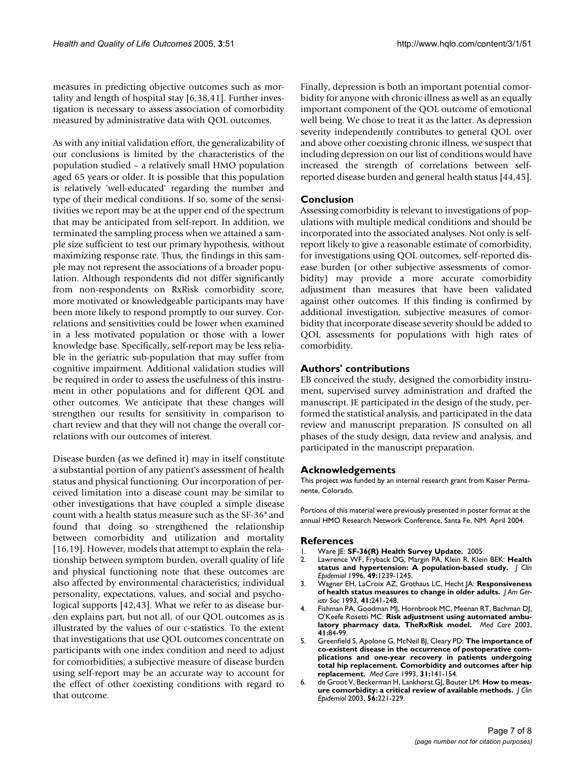measures in predicting objective outcomes such as mortality and length of hospital stay [6,38,41]. Further investigation is necessary to assess association of comorbidity measured by administrative data with QOL outcomes.

As with any initial validation effort, the generalizability of our conclusions is limited by the characteristics of the population studied – a relatively small HMO population aged 65 years or older. It is possible that this population is relatively 'well-educated' regarding the number and type of their medical conditions. If so, some of the sensitivities we report may be at the upper end of the spectrum that may be anticipated from self-report. In addition, we terminated the sampling process when we attained a sample size sufficient to test our primary hypothesis, without maximizing response rate. Thus, the findings in this sample may not represent the associations of a broader population. Although respondents did not differ significantly from non-respondents on RxRisk comorbidity score, more motivated or knowledgeable participants may have been more likely to respond promptly to our survey. Correlations and sensitivities could be lower when examined in a less motivated population or those with a lower knowledge base. Specifically, self-report may be less reliable in the geriatric sub-population that may suffer from cognitive impairment. Additional validation studies will be required in order to assess the usefulness of this instrument in other populations and for different QOL and other outcomes. We anticipate that these changes will strengthen our results for sensitivity in comparison to chart review and that they will not change the overall correlations with our outcomes of interest.

Disease burden (as we defined it) may in itself constitute a substantial portion of any patient's assessment of health status and physical functioning. Our incorporation of perceived limitation into a disease count may be similar to other investigations that have coupled a simple disease count with a health status measure such as the SF-36® and found that doing so strengthened the relationship between comorbidity and utilization and mortality [16,19]. However, models that attempt to explain the relationship between symptom burden, overall quality of life and physical functioning note that these outcomes are also affected by environmental characteristics, individual personality, expectations, values, and social and psychological supports [42,43]. What we refer to as disease burden explains part, but not all, of our QOL outcomes as is illustrated by the values of our c-statistics. To the extent that investigations that use QOL outcomes concentrate on participants with one index condition and need to adjust for comorbidities, a subjective measure of disease burden using self-report may be an accurate way to account for the effect of other coexisting conditions with regard to that outcome.

Finally, depression is both an important potential comorbidity for anyone with chronic illness as well as an equally important component of the QOL outcome of emotional well being. We chose to treat it as the latter. As depression severity independently contributes to general QOL over and above other coexisting chronic illness, we suspect that including depression on our list of conditions would have increased the strength of correlations between self-reported disease burden and general health status [44,45].

## Conclusion

Assessing comorbidity is relevant to investigations of populations with multiple medical conditions and should be incorporated into the associated analyses. Not only is self-report likely to give a reasonable estimate of comorbidity, for investigations using QOL outcomes, self-reported disease burden (or other subjective assessments of comorbidity) may provide a more accurate comorbidity adjustment than measures that have been validated against other outcomes. If this finding is confirmed by additional investigation, subjective measures of comorbidity that incorporate disease severity should be added to QOL assessments for populations with high rates of comorbidity.

## Authors' contributions

EB conceived the study, designed the comorbidity instrument, supervised survey administration and drafted the manuscript. JE participated in the design of the study, performed the statistical analysis, and participated in the data review and manuscript preparation. JS consulted on all phases of the study design, data review and analysis, and participated in the manuscript preparation.

## Acknowledgements

This project was funded by an internal research grant from Kaiser Permanente, Colorado.

Portions of this material were previously presented in poster format at the annual HMO Research Network Conference, Santa Fe, NM. April 2004.

## References

1. Ware JE: **SF-36(R) Health Survey Update.** 2005.
2. Lawrence WF, Fryback DG, Margin PA, Klein R, Klein BEK: **Health status and hypertension: A population-based study.** *J Clin Epidemiol* 1996, **49:**1239-1245.
3. Wagner EH, LaCroix AZ, Grothaus LC, Hecht JA: **Responsiveness of health status measures to change in older adults.** *J Am Geriatr Soc* 1993, **41:**241-248.
4. Fishman PA, Goodman MJ, Hornbrook MC, Meenan RT, Bachman DJ, O'Keefe Rosetti MC: **Risk adjustment using automated ambulatory pharmacy data. TheRxRisk model.** *Med Care* 2003, **41:**84-99.
5. Greenfield S, Apolone G, McNeil BJ, Cleary PD: **The importance of co-existent disease in the occurrence of postoperative complications and one-year recovery in patients undergoing total hip replacement. Comorbidity and outcomes after hip replacement.** *Med Care* 1993, **31:**141-154.
6. de Groot V, Beckerman H, Lankhorst GJ, Bouter LM: **How to measure comorbidity: a critical review of available methods.** *J Clin Epidemiol* 2003, **56:**221-229.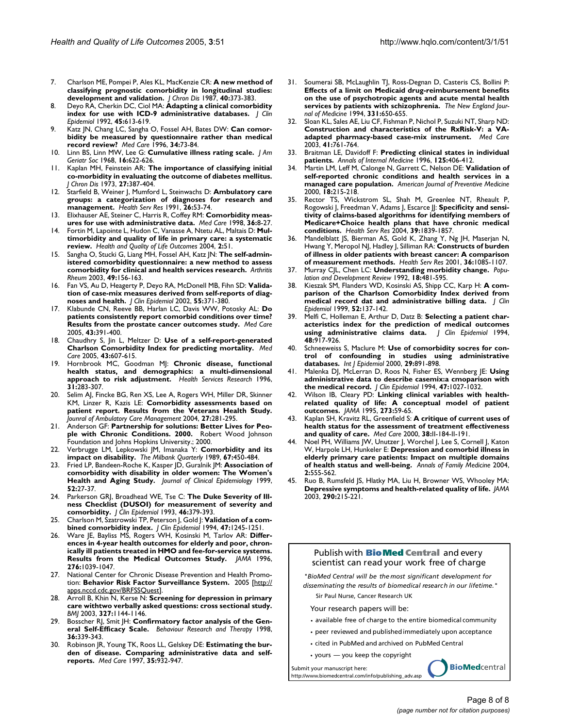7. Charlson ME, Pompei P, Ales KL, MacKenzie CR: **A new method of classifying prognostic comorbidity in longitudinal studies: development and validation.** *J Chron Dis* 1987, **40:**373-383.
8. Deyo RA, Cherkin DC, Ciol MA: **Adapting a clinical comorbidity index for use with ICD-9 administrative databases.** *J Clin Epidemiol* 1992, **45:**613-619.
9. Katz JN, Chang LC, Sangha O, Fossel AH, Bates DW: **Can comorbidity be measured by questionnaire rather than medical record review?** *Med Care* 1996, **34:**73-84.
10. Linn BS, Linn MW, Lee G: **Cumulative illness rating scale.** *J Am Geriatr Soc* 1968, **16:**622-626.
11. Kaplan MH, Feinstein AR: **The importance of classifying initial co-morbidity in evaluating the outcome of diabetes mellitus.** *J Chron Dis* 1973, **27:**387-404.
12. Starfield B, Weiner J, Mumford L, Steinwachs D: **Ambulatory care groups: a categorization of diagnoses for research and management.** *Health Serv Res* 1991, **26:**53-74.
13. Elixhauser AE, Steiner C, Harris R, Coffey RM: **Comorbidity measures for use with administrative data.** *Med Care* 1998, **36:**8-27.
14. Fortin M, Lapointe L, Hudon C, Vanasse A, Ntetu AL, Maltais D: **Multimorbidity and quality of life in primary care: a systematic review.** *Health and Quality of Life Outcomes* 2004, **2:**51.
15. Sangha O, Stucki G, Liang MH, Fossel AH, Katz JN: **The self-administered comorbidity questionnaire: a new method to assess comorbidity for clinical and health services research.** *Arthritis Rheum* 2003, **49:**156-163.
16. Fan VS, Au D, Heagerty P, Deyo RA, McDonell MB, Fihn SD: **Validation of case-mix measures derived from self-reports of diagnoses and health.** *J Clin Epidemiol* 2002, **55:**371-380.
17. Klabunde CN, Reeve BB, Harlan LC, Davis WW, Potosky AL: **Do patients consistently report comorbid conditions over time? Results from the prostate cancer outcomes study.** *Med Care* 2005, **43:**391-400.
18. Chaudhry S, Jin L, Meltzer D: **Use of a self-report-generated Charlson Comorbidity Index for predicting mortality.** *Med Care* 2005, **43:**607-615.
19. Hornbrook MC, Goodman MJ: **Chronic disease, functional health status, and demographics: a multi-dimensional approach to risk adjustment.** *Health Services Research* 1996, **31:**283-307.
20. Selim AJ, Fincke BG, Ren XS, Lee A, Rogers WH, Miller DR, Skinner KM, Linzer R, Kazis LE: **Comorbidity assessments based on patient report. Results from the Veterans Health Study.** *Jounral of Ambulatory Care Management* 2004, **27:**281-295.
21. Anderson GF: **Partnership for solutions: Better Lives for People with Chronic Conditions. 2000.** Robert Wood Johnson Foundation and Johns Hopkins University.; 2000.
22. Verbrugge LM, Lepkowski JM, Imanaka Y: **Comorbidity and its impact on disability.** *The Milbank Quarterly* 1989, **67:**450-484.
23. Fried LP, Bandeen-Roche K, Kasper JD, Guralnik JM: **Association of comorbidity with disability in older women: The Women's Health and Aging Study.** *Journal of Clinical Epidemiology* 1999, **52:**27-37.
24. Parkerson GRJ, Broadhead WE, Tse C: **The Duke Severity of Illness Checklist (DUSOI) for measurement of severity and comorbidity.** *J Clin Epidemiol* 1993, **46:**379-393.
25. Charlson M, Szatrowski TP, Peterson J, Gold J: **Validation of a combined comorbidity index.** *J Clin Epidemiol* 1994, **47:**1245-1251.
26. Ware JE, Bayliss MS, Rogers WH, Kosinski M, Tarlov AR: **Differences in 4-year health outcomes for elderly and poor, chronically ill patients treated in HMO and fee-for-service systems. Results from the Medical Outcomes Study.** *JAMA* 1996, **276:**1039-1047.
27. National Center for Chronic Disease Prevention and Health Promotion: **Behavior Risk Factor Surveillance System.** 2005 [http://apps.nccd.cdc.gov/BRFSSQuest].
28. Arroll B, Khin N, Kerse N: **Screening for depression in primary care withtwo verbally asked questions: cross sectional study.** *BMJ* 2003, **327:**1144-1146.
29. Bosscher RJ, Smit JH: **Confirmatory factor analysis of the General Self-Efficacy Scale.** *Behaviour Research and Therapy* 1998, **36:**339-343.
30. Robinson JR, Young TK, Roos LL, Gelskey DE: **Estimating the burden of disease. Comparing administrative data and self-reports.** *Med Care* 1997, **35:**932-947.
31. Soumerai SB, McLaughlin TJ, Ross-Degnan D, Casteris CS, Bollini P: **Effects of a limit on Medicaid drug-reimbursement benefits on the use of psychotropic agents and acute mental health services by patients with schizophrenia.** *The New England Journal of Medicine* 1994, **331:**650-655.
32. Sloan KL, Sales AE, Liu CF, Fishman P, Nichol P, Suzuki NT, Sharp ND: **Construction and characteristics of the RxRisk-V: a VA-adapted pharmacy-based case-mix instrument.** *Med Care* 2003, **41:**761-764.
33. Braitman LE, Davidoff F: **Predicting clinical states in individual patients.** *Annals of Internal Medicine* 1996, **125:**406-412.
34. Martin LM, Leff M, Calonge N, Garrett C, Nelson DE: **Validation of self-reported chronic conditions and health services in a managed care population.** *American Journal of Preventive Medicine* 2000, **18:**215-218.
35. Rector TS, Wickstrom SL, Shah M, Greenlee NT, Rheault P, Rogowski J, Freedman V, Adams J, Escarce JJ: **Specificity and sensitivity of claims-based algorithms for identifying members of Medicare+Choice health plans that have chronic medical conditions.** *Health Serv Res* 2004, **39:**1839-1857.
36. Mandelblatt JS, Bierman AS, Gold K, Zhang Y, Ng JH, Maserjan N, Hwang Y, Meropol NJ, Hadley J, Silliman RA: **Constructs of burden of illness in older patients with breast cancer: A comparison of measurement methods.** *Health Serv Res* 2001, **36:**1085-1107.
37. Murray CJL, Chen LC: **Understanding morbidity change.** *Population and Development Review* 1992, **18:**481-595.
38. Kieszak SM, Flanders WD, Kosinski AS, Shipp CC, Karp H: **A comparison of the Charlson Comorbidity Index derived from medical record dat and administrative billing data.** *J Clin Epidemiol* 1999, **52:**137-142.
39. Melfi C, Holleman E, Arthur D, Datz B: **Selecting a patient characteristics index for the prediction of medical outcomes using administrative claims data.** *J Clin Epidemiol* 1994, **48:**917-926.
40. Schneeweiss S, Maclure M: **Use of comorbidity socres for control of confounding in studies using administrative databases.** *Int J Epidemiol* 2000, **29:**891-898.
41. Malenka DJ, McLerran D, Roos N, Fisher ES, Wennberg JE: **Using administrative data to describe casemix:a cmoparison with the medical record.** *J Clin Epidemiol* 1994, **47:**1027-1032.
42. Wilson IB, Cleary PD: **Linking clinical variables with health-related quality of life: A conceptual model of patient outcomes.** *JAMA* 1995, **273:**59-65.
43. Kaplan SH, Kravitz RL, Greenfield S: **A critique of current uses of health status for the assessment of treatment effectiveness and quality of care.** *Med Care* 2000, **38:**II-184-II-191.
44. Noel PH, Williams JW, Unutzer J, Worchel J, Lee S, Cornell J, Katon W, Harpole LH, Hunkeler E: **Depression and comorbid illness in elderly primary care patients: Impact on multiple domains of health status and well-being.** *Annals of Family Medicine* 2004, **2:**555-562.
45. Ruo B, Rumsfeld JS, Hlatky MA, Liu H, Browner WS, Whooley MA: **Depressive symptoms and health-related quality of life.** *JAMA* 2003, **290:**215-221.

Publish with **BioMed Central** and every scientist can read your work free of charge

*"BioMed Central will be the most significant development for disseminating the results of biomedical research in our lifetime."*

Sir Paul Nurse, Cancer Research UK

Your research papers will be:

- available free of charge to the entire biomedical community
- peer reviewed and published immediately upon acceptance
- cited in PubMed and archived on PubMed Central
- yours — you keep the copyright

Submit your manuscript here:
http://www.biomedcentral.com/info/publishing_adv.asp

BioMedcentral